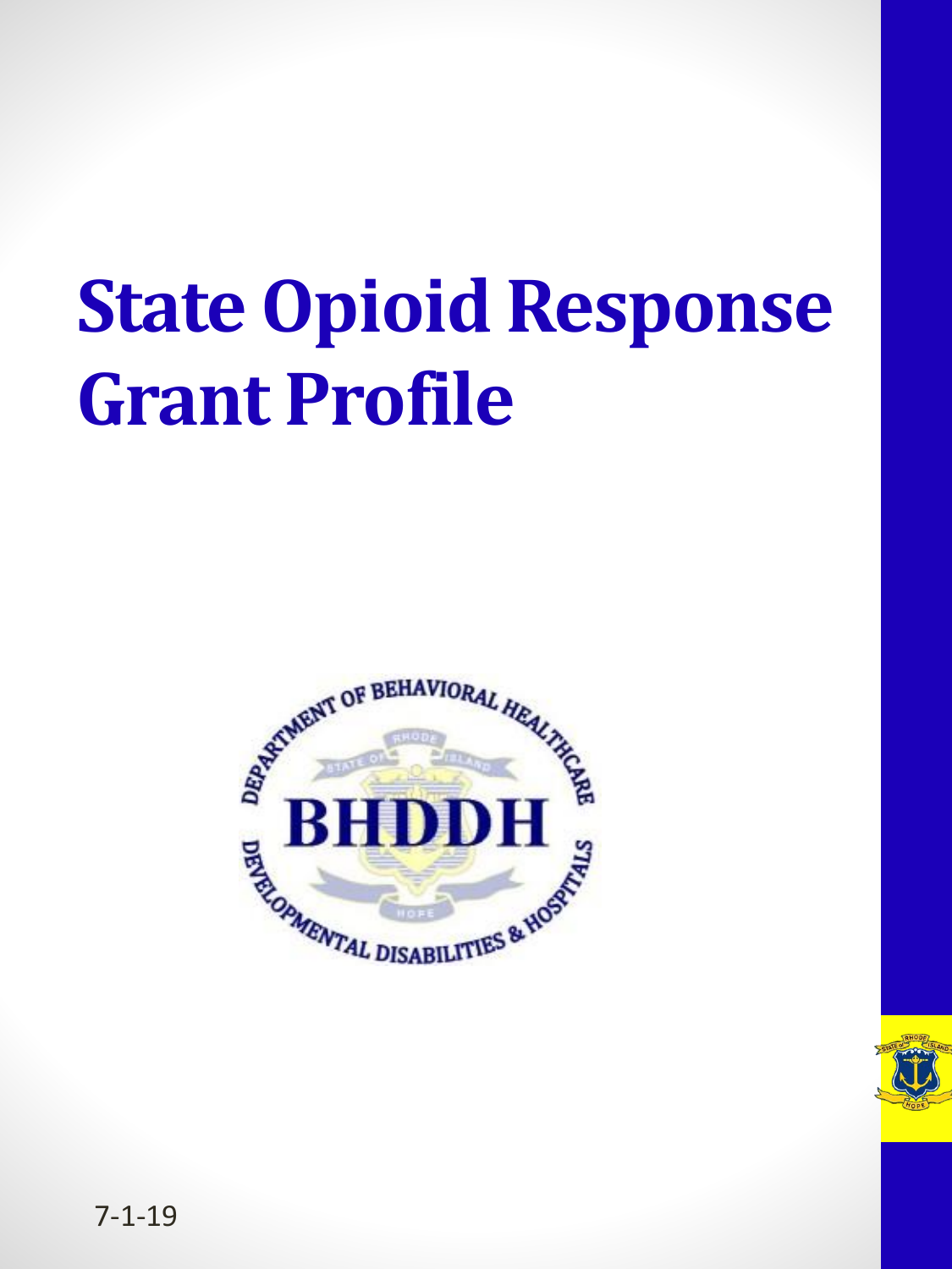# State Opioid Response Grant Profile

7-1-19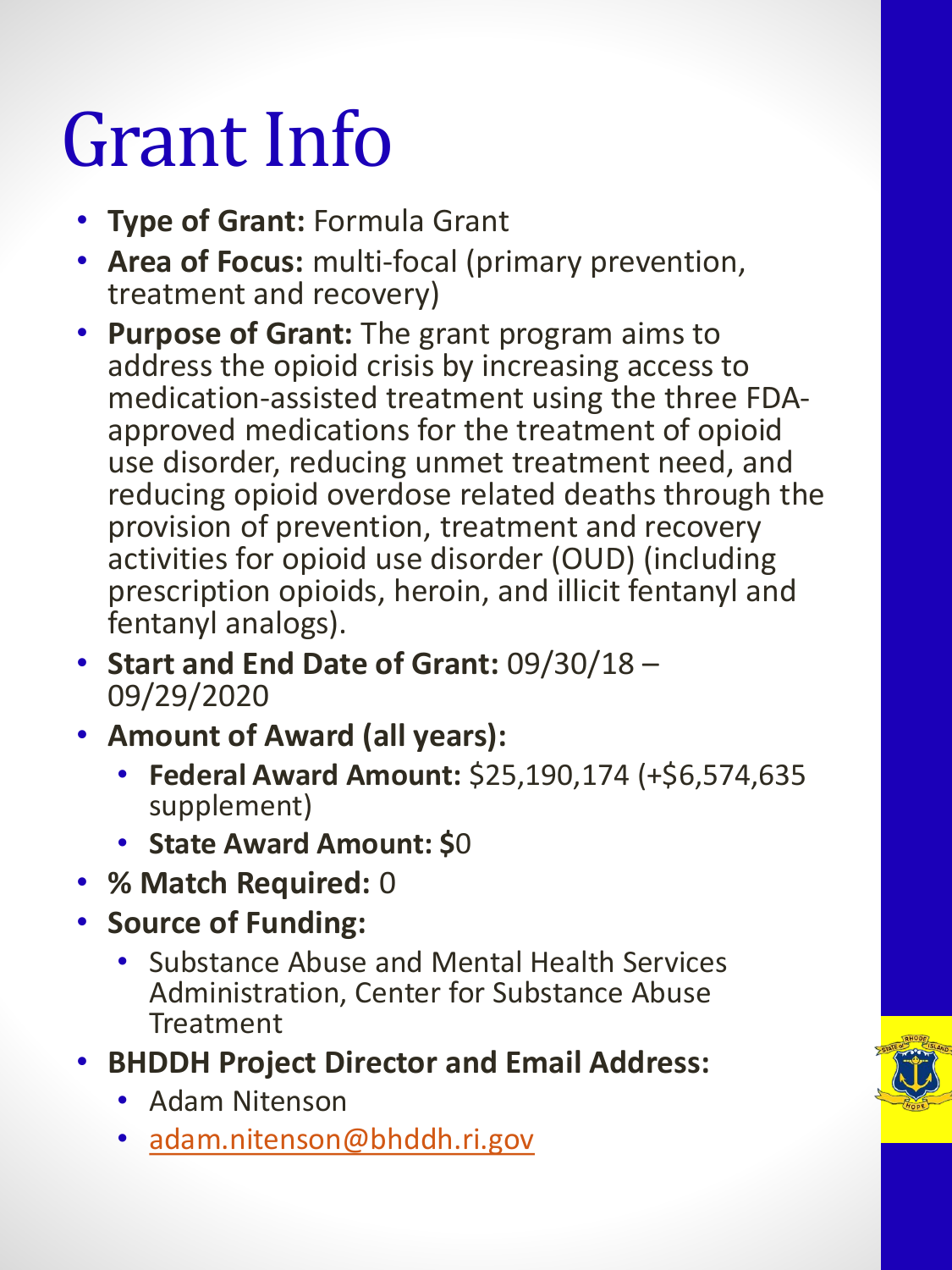# Grant Info

- **Type of Grant:** Formula Grant
- **Area of Focus:** multi-focal (primary prevention, treatment and recovery)
- **Purpose of Grant:** The grant program aims to address the opioid crisis by increasing access to medication-assisted treatment using the three FDA-approved medications for the treatment of opioid use disorder, reducing unmet treatment need, and reducing opioid overdose related deaths through the provision of prevention, treatment and recovery activities for opioid use disorder (OUD) (including prescription opioids, heroin, and illicit fentanyl and fentanyl analogs).
- **Start and End Date of Grant:** 09/30/18 – 09/29/2020
- **Amount of Award (all years):**
  - **Federal Award Amount:** $25,190,174 (+$6,574,635 supplement)
  - **State Award Amount: $**0
- **% Match Required:** 0
- **Source of Funding:**
  - Substance Abuse and Mental Health Services Administration, Center for Substance Abuse Treatment
- **BHDDH Project Director and Email Address:**
  - Adam Nitenson
  - adam.nitenson@bhddh.ri.gov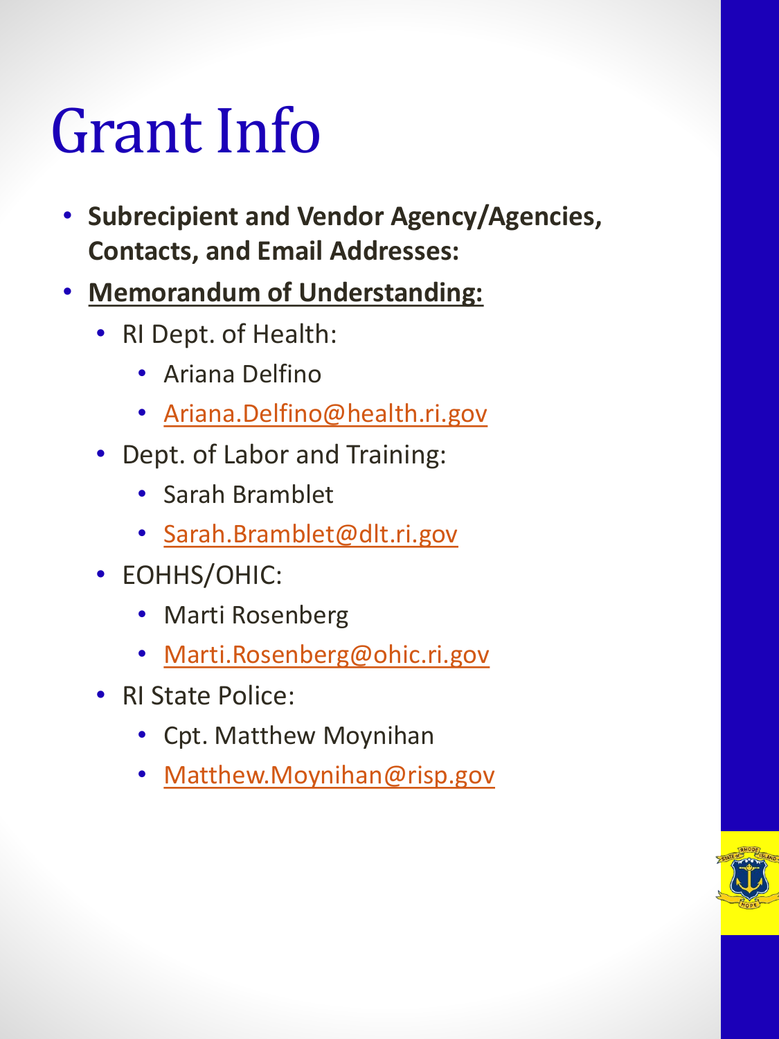# Grant Info

- **Subrecipient and Vendor Agency/Agencies, Contacts, and Email Addresses:**
- **Memorandum of Understanding:**
  - RI Dept. of Health:
    - Ariana Delfino
    - Ariana.Delfino@health.ri.gov
  - Dept. of Labor and Training:
    - Sarah Bramblet
    - Sarah.Bramblet@dlt.ri.gov
  - EOHHS/OHIC:
    - Marti Rosenberg
    - Marti.Rosenberg@ohic.ri.gov
  - RI State Police:
    - Cpt. Matthew Moynihan
    - Matthew.Moynihan@risp.gov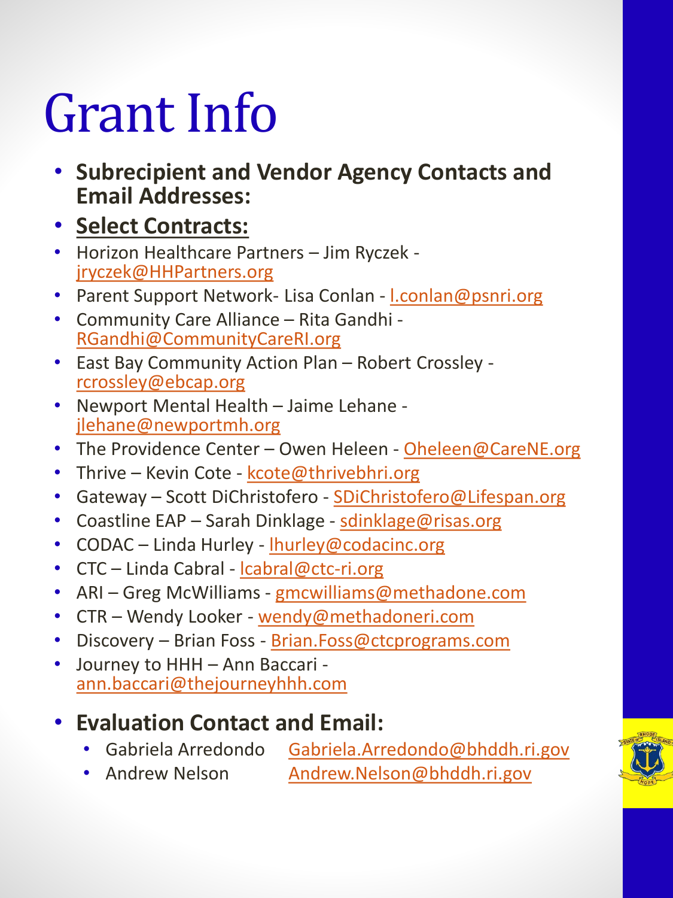# Grant Info

- **Subrecipient and Vendor Agency Contacts and Email Addresses:**
- **Select Contracts:**
- Horizon Healthcare Partners – Jim Ryczek - jryczek@HHPartners.org
- Parent Support Network- Lisa Conlan - l.conlan@psnri.org
- Community Care Alliance – Rita Gandhi - RGandhi@CommunityCareRI.org
- East Bay Community Action Plan – Robert Crossley - rcrossley@ebcap.org
- Newport Mental Health – Jaime Lehane - jlehane@newportmh.org
- The Providence Center – Owen Heleen - Oheleen@CareNE.org
- Thrive – Kevin Cote - kcote@thrivebhri.org
- Gateway – Scott DiChristofero - SDiChristofero@Lifespan.org
- Coastline EAP – Sarah Dinklage - sdinklage@risas.org
- CODAC – Linda Hurley - lhurley@codacinc.org
- CTC – Linda Cabral - lcabral@ctc-ri.org
- ARI – Greg McWilliams - gmcwilliams@methadone.com
- CTR – Wendy Looker - wendy@methadoneri.com
- Discovery – Brian Foss - Brian.Foss@ctcprograms.com
- Journey to HHH – Ann Baccari - ann.baccari@thejourneyhhh.com

- **Evaluation Contact and Email:**
  - Gabriela Arredondo Gabriela.Arredondo@bhddh.ri.gov
  - Andrew Nelson Andrew.Nelson@bhddh.ri.gov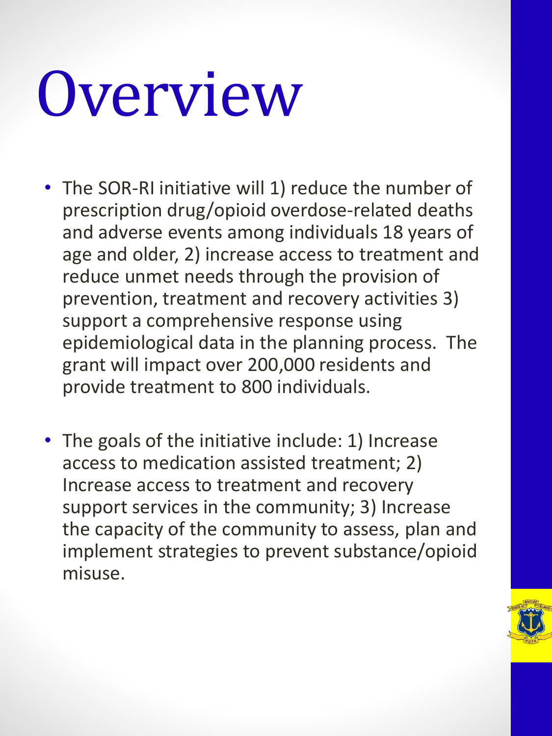# Overview

- The SOR-RI initiative will 1) reduce the number of prescription drug/opioid overdose-related deaths and adverse events among individuals 18 years of age and older, 2) increase access to treatment and reduce unmet needs through the provision of prevention, treatment and recovery activities 3) support a comprehensive response using epidemiological data in the planning process. The grant will impact over 200,000 residents and provide treatment to 800 individuals.

- The goals of the initiative include: 1) Increase access to medication assisted treatment; 2) Increase access to treatment and recovery support services in the community; 3) Increase the capacity of the community to assess, plan and implement strategies to prevent substance/opioid misuse.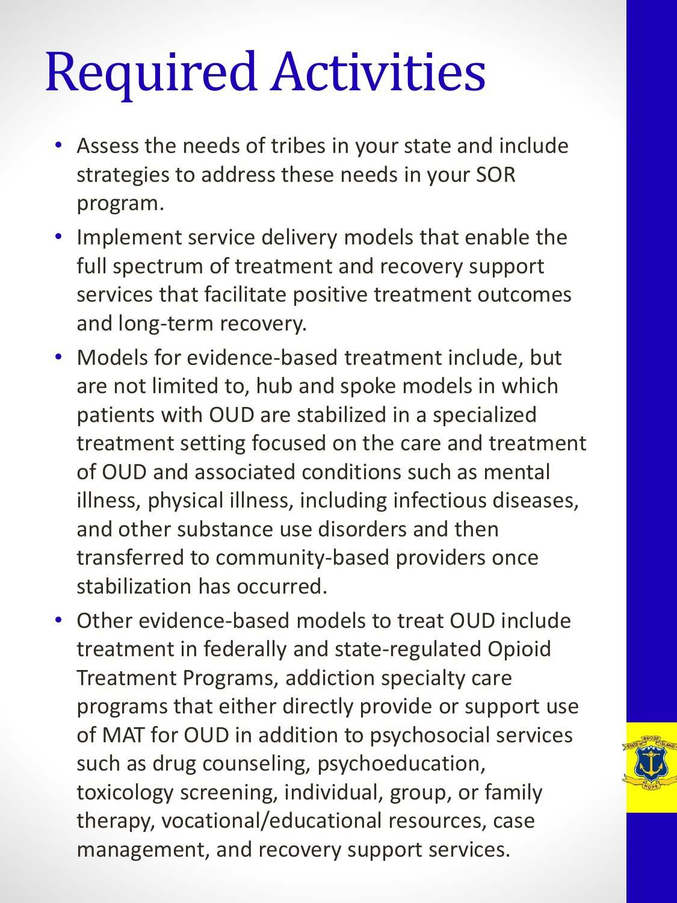# Required Activities

- Assess the needs of tribes in your state and include strategies to address these needs in your SOR program.
- Implement service delivery models that enable the full spectrum of treatment and recovery support services that facilitate positive treatment outcomes and long-term recovery.
- Models for evidence-based treatment include, but are not limited to, hub and spoke models in which patients with OUD are stabilized in a specialized treatment setting focused on the care and treatment of OUD and associated conditions such as mental illness, physical illness, including infectious diseases, and other substance use disorders and then transferred to community-based providers once stabilization has occurred.
- Other evidence-based models to treat OUD include treatment in federally and state-regulated Opioid Treatment Programs, addiction specialty care programs that either directly provide or support use of MAT for OUD in addition to psychosocial services such as drug counseling, psychoeducation, toxicology screening, individual, group, or family therapy, vocational/educational resources, case management, and recovery support services.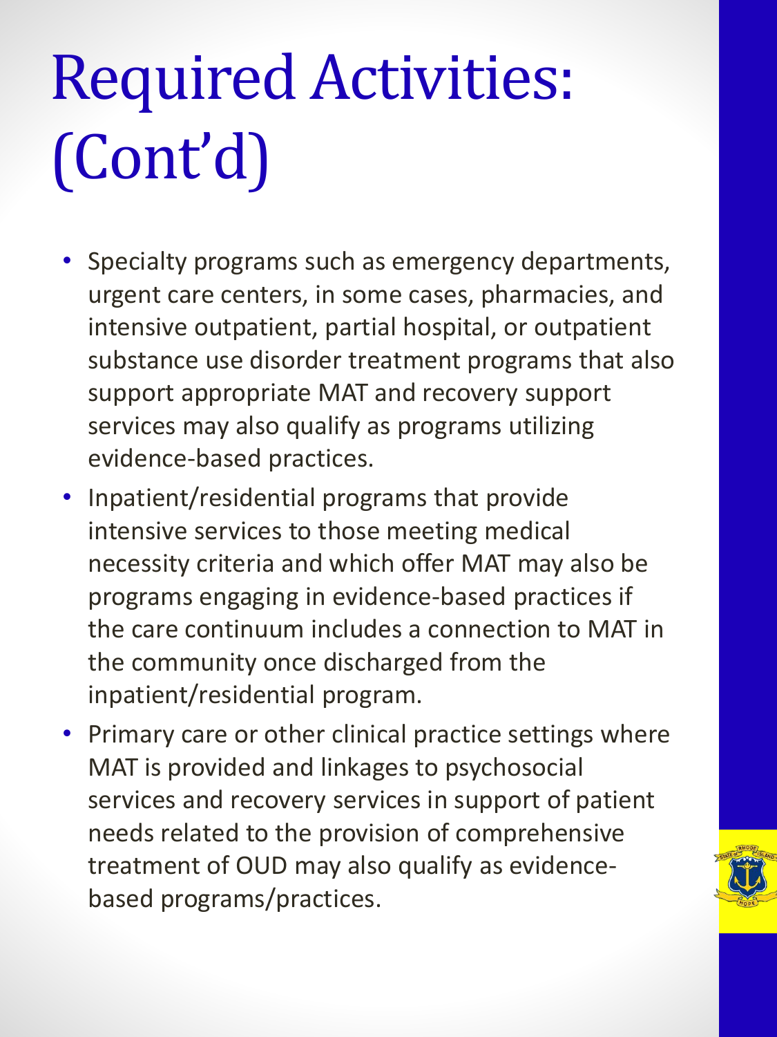# Required Activities: (Cont'd)

- Specialty programs such as emergency departments, urgent care centers, in some cases, pharmacies, and intensive outpatient, partial hospital, or outpatient substance use disorder treatment programs that also support appropriate MAT and recovery support services may also qualify as programs utilizing evidence-based practices.
- Inpatient/residential programs that provide intensive services to those meeting medical necessity criteria and which offer MAT may also be programs engaging in evidence-based practices if the care continuum includes a connection to MAT in the community once discharged from the inpatient/residential program.
- Primary care or other clinical practice settings where MAT is provided and linkages to psychosocial services and recovery services in support of patient needs related to the provision of comprehensive treatment of OUD may also qualify as evidence-based programs/practices.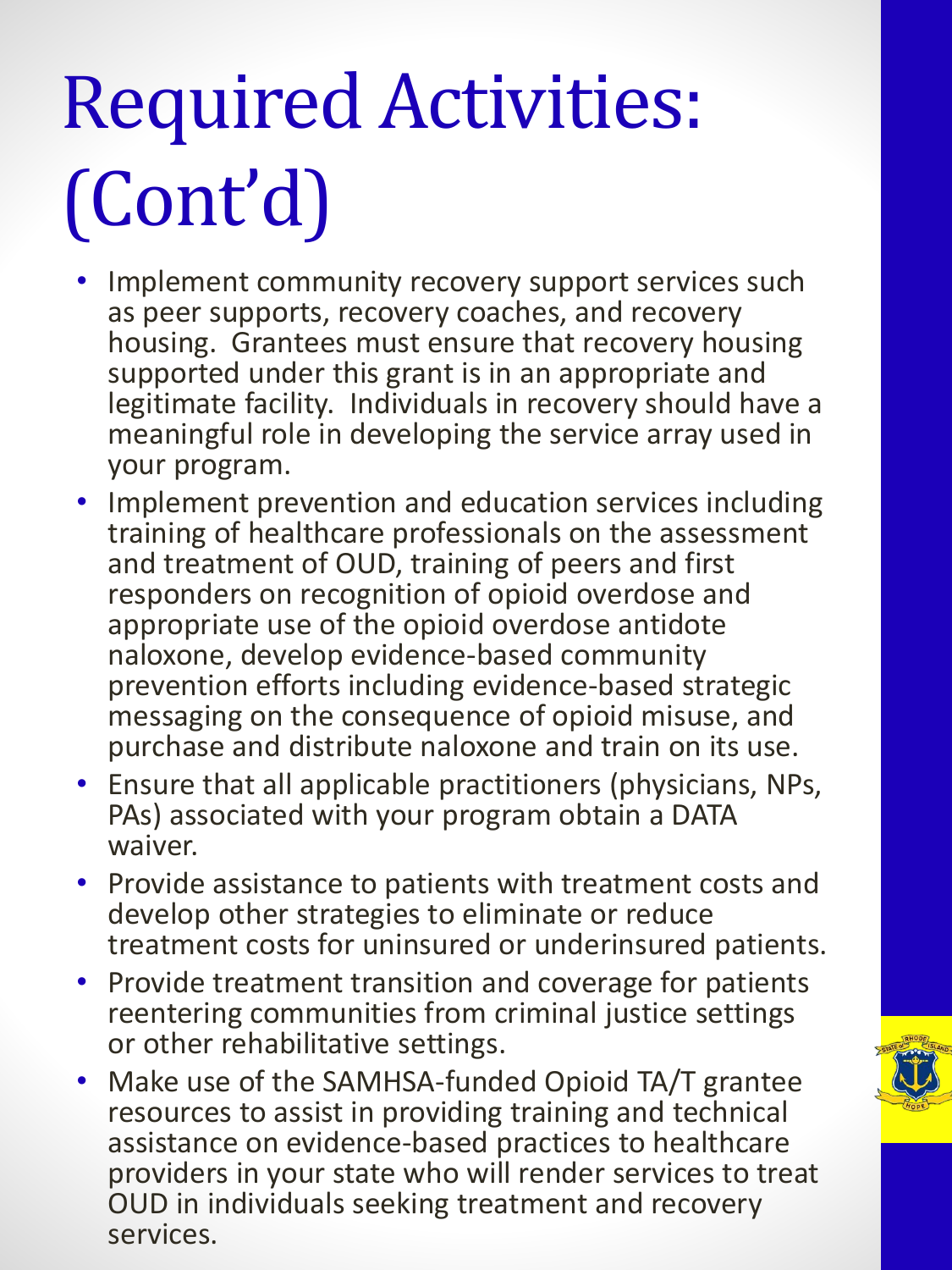# Required Activities: (Cont'd)

- Implement community recovery support services such as peer supports, recovery coaches, and recovery housing. Grantees must ensure that recovery housing supported under this grant is in an appropriate and legitimate facility. Individuals in recovery should have a meaningful role in developing the service array used in your program.
- Implement prevention and education services including training of healthcare professionals on the assessment and treatment of OUD, training of peers and first responders on recognition of opioid overdose and appropriate use of the opioid overdose antidote naloxone, develop evidence-based community prevention efforts including evidence-based strategic messaging on the consequence of opioid misuse, and purchase and distribute naloxone and train on its use.
- Ensure that all applicable practitioners (physicians, NPs, PAs) associated with your program obtain a DATA waiver.
- Provide assistance to patients with treatment costs and develop other strategies to eliminate or reduce treatment costs for uninsured or underinsured patients.
- Provide treatment transition and coverage for patients reentering communities from criminal justice settings or other rehabilitative settings.
- Make use of the SAMHSA-funded Opioid TA/T grantee resources to assist in providing training and technical assistance on evidence-based practices to healthcare providers in your state who will render services to treat OUD in individuals seeking treatment and recovery services.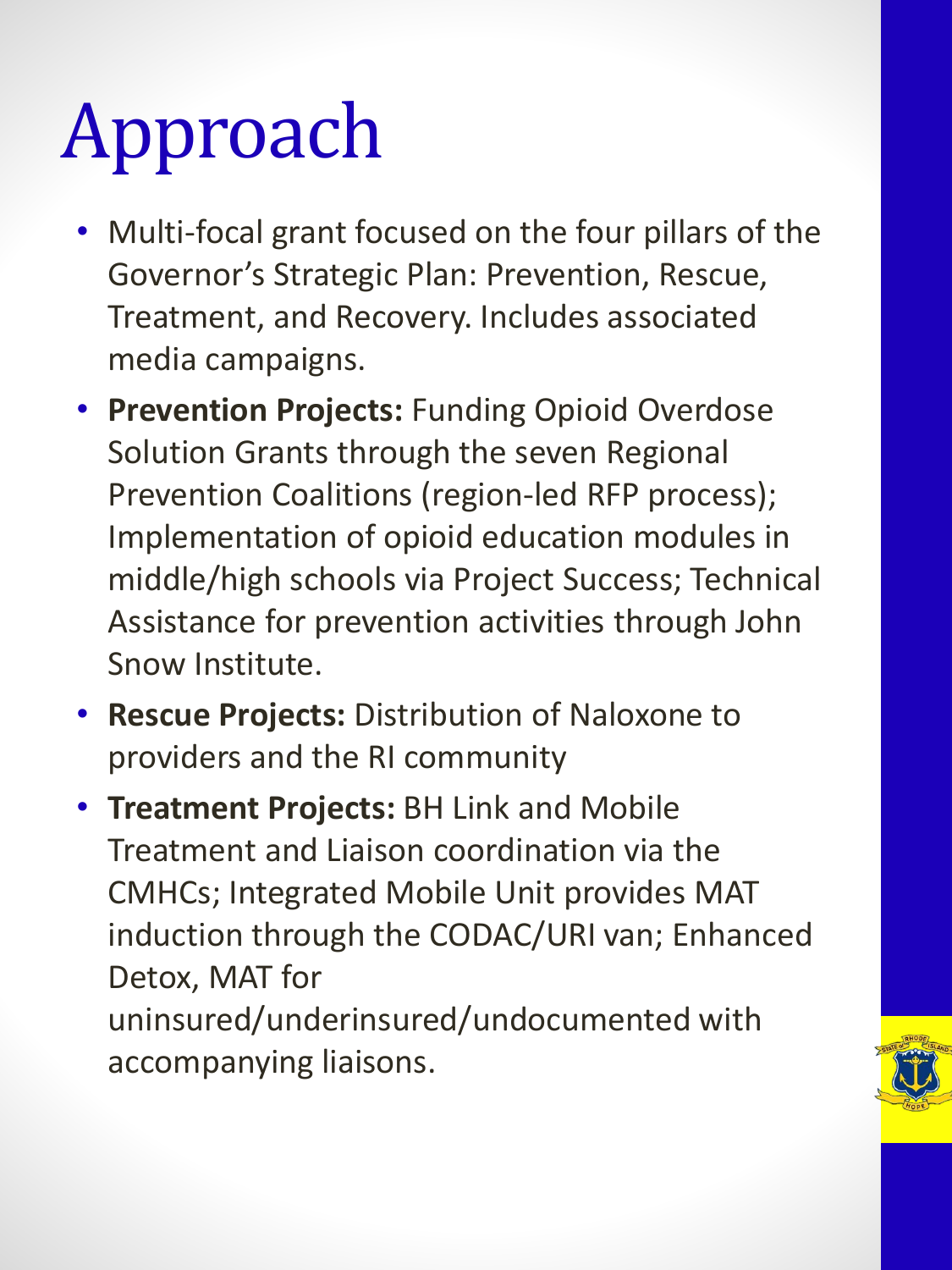# Approach

- Multi-focal grant focused on the four pillars of the Governor's Strategic Plan: Prevention, Rescue, Treatment, and Recovery. Includes associated media campaigns.
- **Prevention Projects:** Funding Opioid Overdose Solution Grants through the seven Regional Prevention Coalitions (region-led RFP process); Implementation of opioid education modules in middle/high schools via Project Success; Technical Assistance for prevention activities through John Snow Institute.
- **Rescue Projects:** Distribution of Naloxone to providers and the RI community
- **Treatment Projects:** BH Link and Mobile Treatment and Liaison coordination via the CMHCs; Integrated Mobile Unit provides MAT induction through the CODAC/URI van; Enhanced Detox, MAT for uninsured/underinsured/undocumented with accompanying liaisons.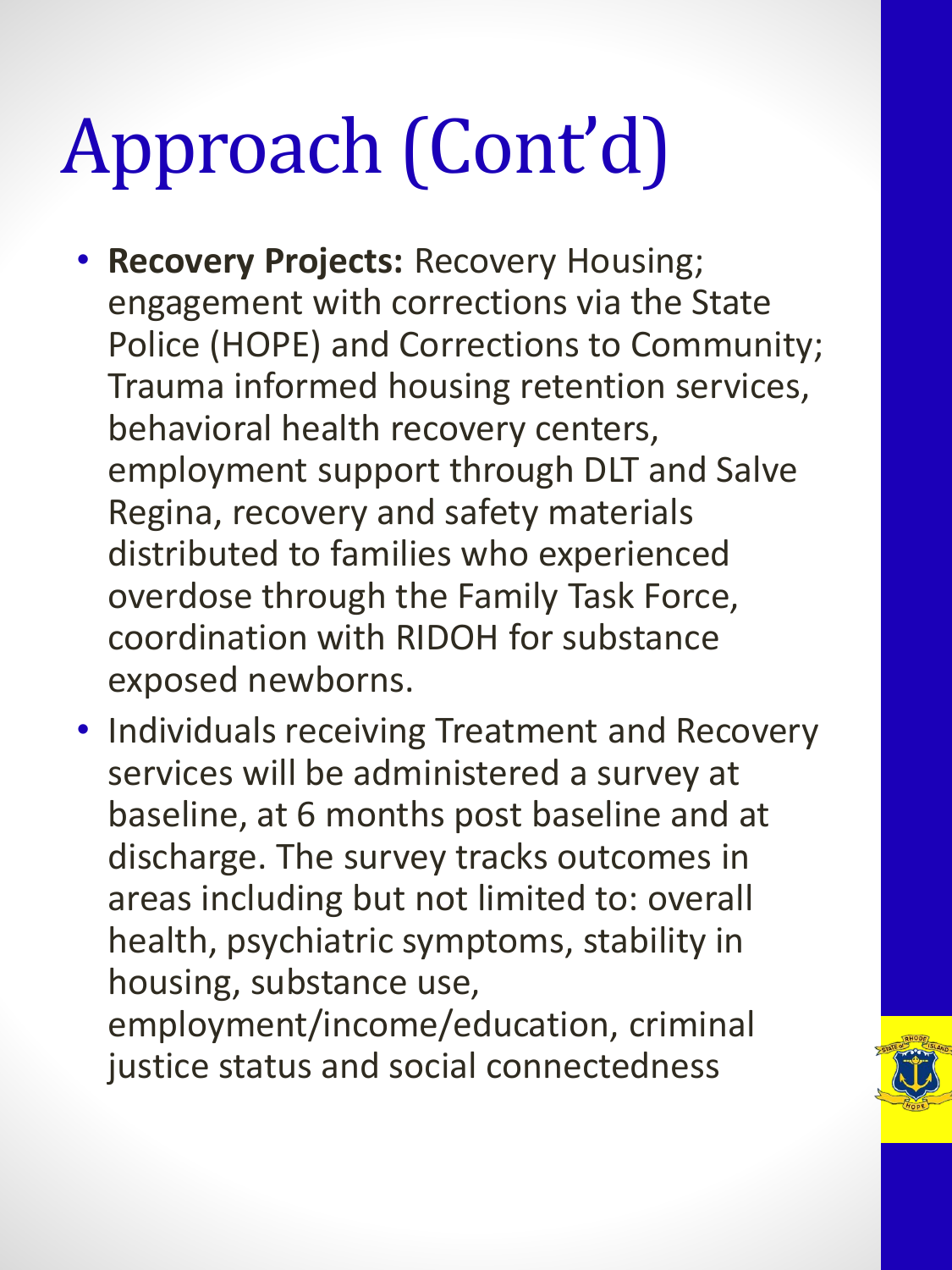# Approach (Cont'd)

- **Recovery Projects:** Recovery Housing; engagement with corrections via the State Police (HOPE) and Corrections to Community; Trauma informed housing retention services, behavioral health recovery centers, employment support through DLT and Salve Regina, recovery and safety materials distributed to families who experienced overdose through the Family Task Force, coordination with RIDOH for substance exposed newborns.
- Individuals receiving Treatment and Recovery services will be administered a survey at baseline, at 6 months post baseline and at discharge. The survey tracks outcomes in areas including but not limited to: overall health, psychiatric symptoms, stability in housing, substance use, employment/income/education, criminal justice status and social connectedness